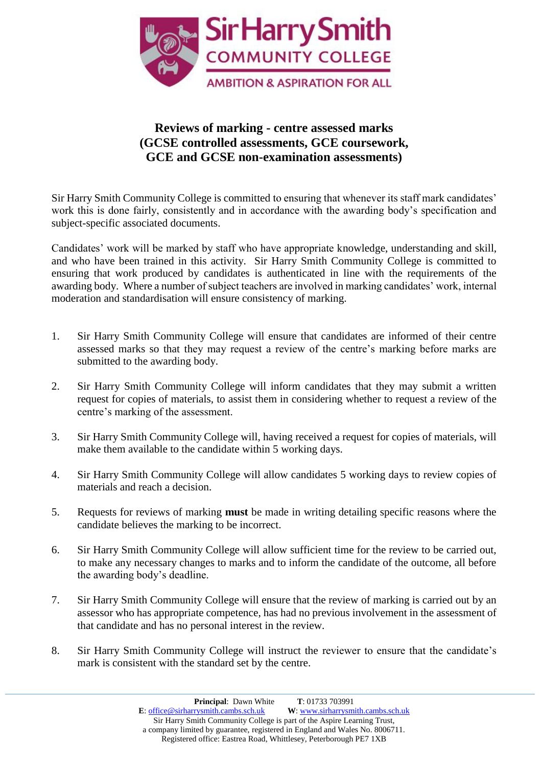# Reviews of marking - centre assessed marks (GCSE controlled assessments, GCE coursework, GCE and GCSE non-examination assessments)

Sir Harry Smith Community College is committed to ensuring that whenever its staff mark candidates' work this is done fairly, consistently and in accordance with the awarding body's specification and subject-specific associated documents.

Candidates' work will be marked by staff who have appropriate knowledge, understanding and skill, and who have been trained in this activity. Sir Harry Smith Community College is committed to ensuring that work produced by candidates is authenticated in line with the requirements of the awarding body. Where a number of subject teachers are involved in marking candidates' work, internal moderation and standardisation will ensure consistency of marking.

1. Sir Harry Smith Community College will ensure that candidates are informed of their centre assessed marks so that they may request a review of the centre's marking before marks are submitted to the awarding body.

2. Sir Harry Smith Community College will inform candidates that they may submit a written request for copies of materials, to assist them in considering whether to request a review of the centre's marking of the assessment.

3. Sir Harry Smith Community College will, having received a request for copies of materials, will make them available to the candidate within 5 working days.

4. Sir Harry Smith Community College will allow candidates 5 working days to review copies of materials and reach a decision.

5. Requests for reviews of marking **must** be made in writing detailing specific reasons where the candidate believes the marking to be incorrect.

6. Sir Harry Smith Community College will allow sufficient time for the review to be carried out, to make any necessary changes to marks and to inform the candidate of the outcome, all before the awarding body's deadline.

7. Sir Harry Smith Community College will ensure that the review of marking is carried out by an assessor who has appropriate competence, has had no previous involvement in the assessment of that candidate and has no personal interest in the review.

8. Sir Harry Smith Community College will instruct the reviewer to ensure that the candidate's mark is consistent with the standard set by the centre.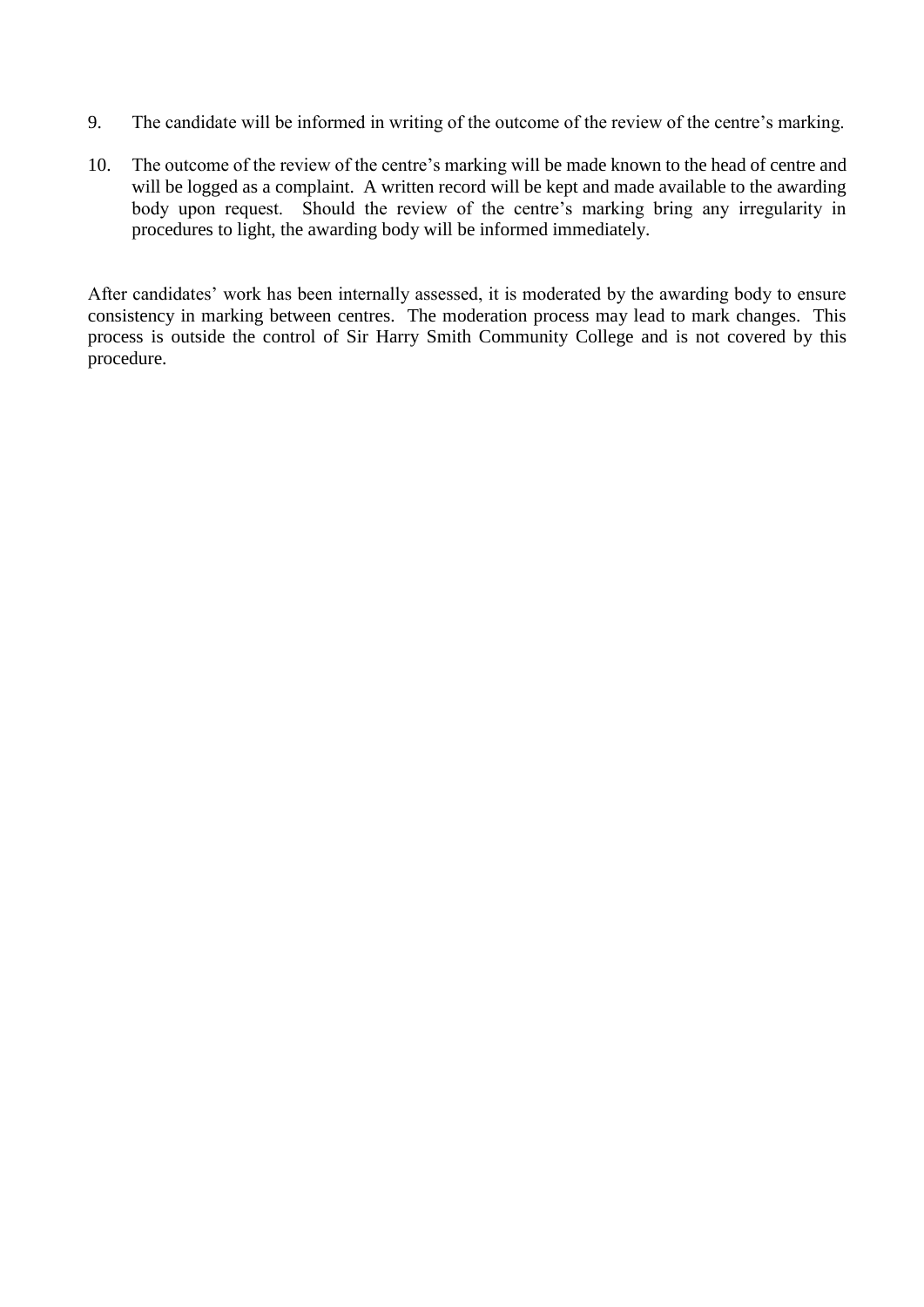9. The candidate will be informed in writing of the outcome of the review of the centre's marking.

10. The outcome of the review of the centre's marking will be made known to the head of centre and will be logged as a complaint. A written record will be kept and made available to the awarding body upon request. Should the review of the centre's marking bring any irregularity in procedures to light, the awarding body will be informed immediately.

After candidates' work has been internally assessed, it is moderated by the awarding body to ensure consistency in marking between centres. The moderation process may lead to mark changes. This process is outside the control of Sir Harry Smith Community College and is not covered by this procedure.